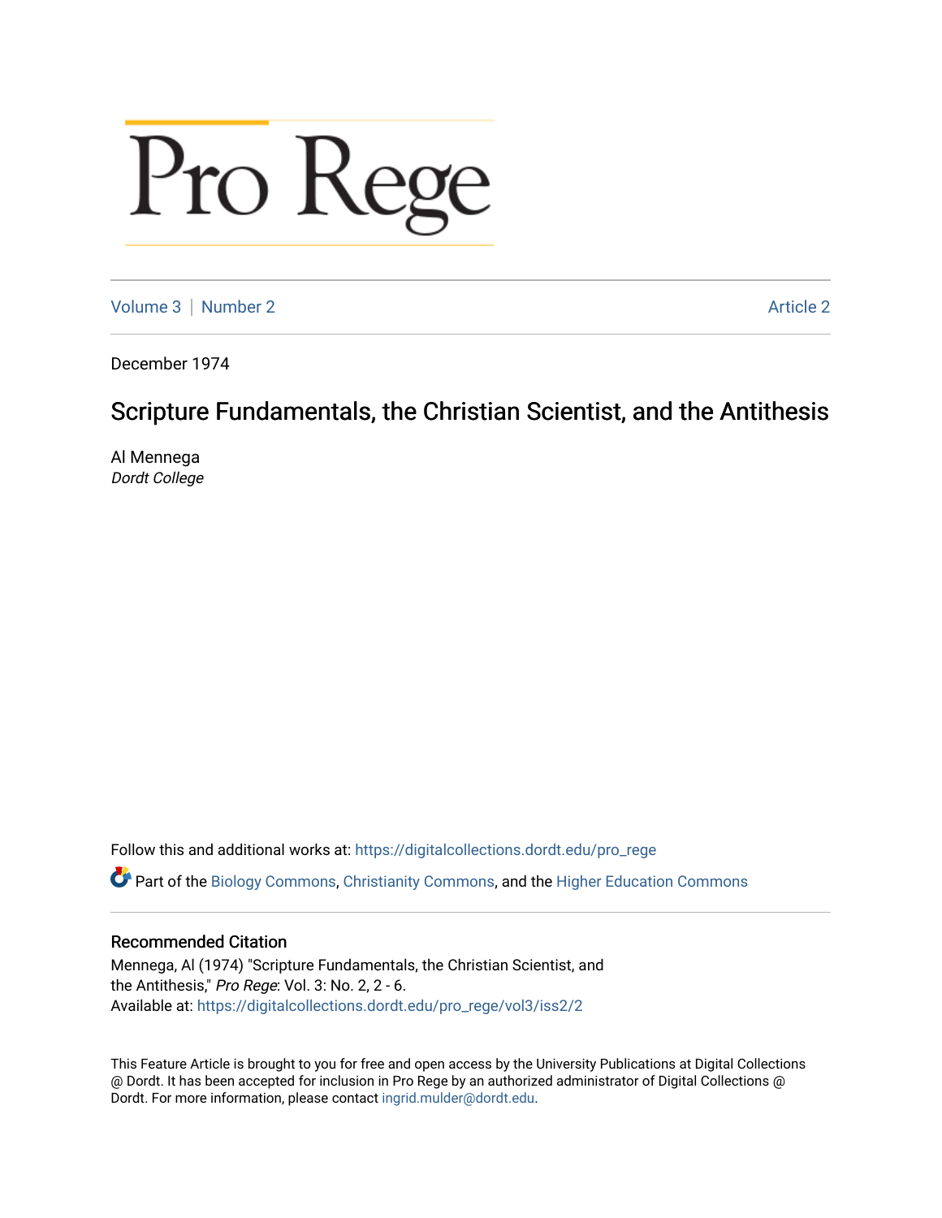# Pro Rege

Volume 3 | Number 2 | Article 2

December 1974

## Scripture Fundamentals, the Christian Scientist, and the Antithesis

Al Mennega
*Dordt College*

Follow this and additional works at: https://digitalcollections.dordt.edu/pro_rege

Part of the Biology Commons, Christianity Commons, and the Higher Education Commons

### Recommended Citation

Mennega, Al (1974) "Scripture Fundamentals, the Christian Scientist, and the Antithesis," *Pro Rege*: Vol. 3: No. 2, 2 - 6.
Available at: https://digitalcollections.dordt.edu/pro_rege/vol3/iss2/2

This Feature Article is brought to you for free and open access by the University Publications at Digital Collections @ Dordt. It has been accepted for inclusion in Pro Rege by an authorized administrator of Digital Collections @ Dordt. For more information, please contact ingrid.mulder@dordt.edu.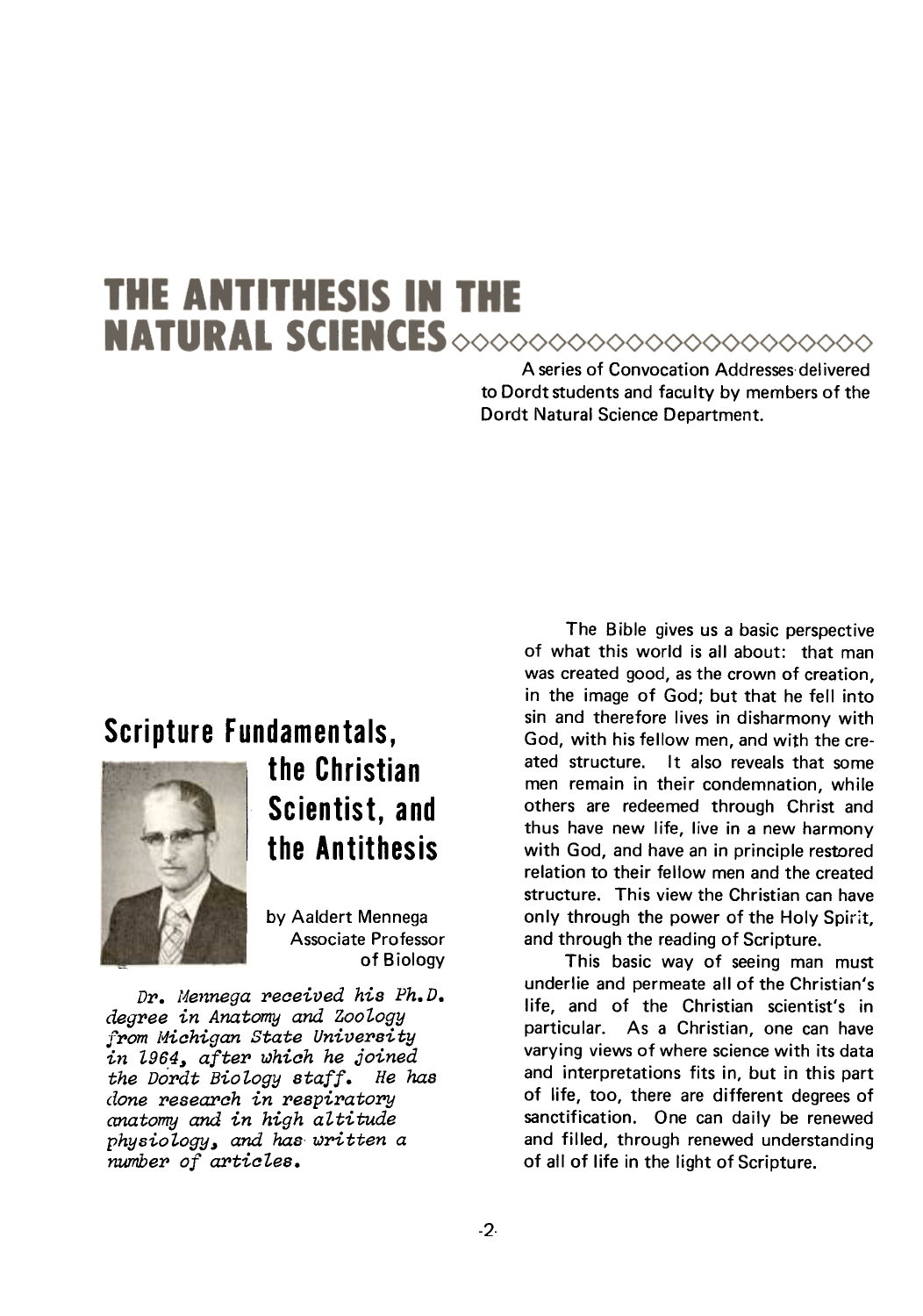# THE ANTITHESIS IN THE NATURAL SCIENCES

A series of Convocation Addresses delivered to Dordt students and faculty by members of the Dordt Natural Science Department.

## Scripture Fundamentals, the Christian Scientist, and the Antithesis

by Aaldert Mennega
Associate Professor of Biology

*Dr. Mennega received his Ph.D. degree in Anatomy and Zoology from Michigan State University in 1964, after which he joined the Dordt Biology staff. He has done research in respiratory anatomy and in high altitude physiology, and has written a number of articles.*

The Bible gives us a basic perspective of what this world is all about: that man was created good, as the crown of creation, in the image of God; but that he fell into sin and therefore lives in disharmony with God, with his fellow men, and with the created structure. It also reveals that some men remain in their condemnation, while others are redeemed through Christ and thus have new life, live in a new harmony with God, and have an in principle restored relation to their fellow men and the created structure. This view the Christian can have only through the power of the Holy Spirit, and through the reading of Scripture.

This basic way of seeing man must underlie and permeate all of the Christian's life, and of the Christian scientist's in particular. As a Christian, one can have varying views of where science with its data and interpretations fits in, but in this part of life, too, there are different degrees of sanctification. One can daily be renewed and filled, through renewed understanding of all of life in the light of Scripture.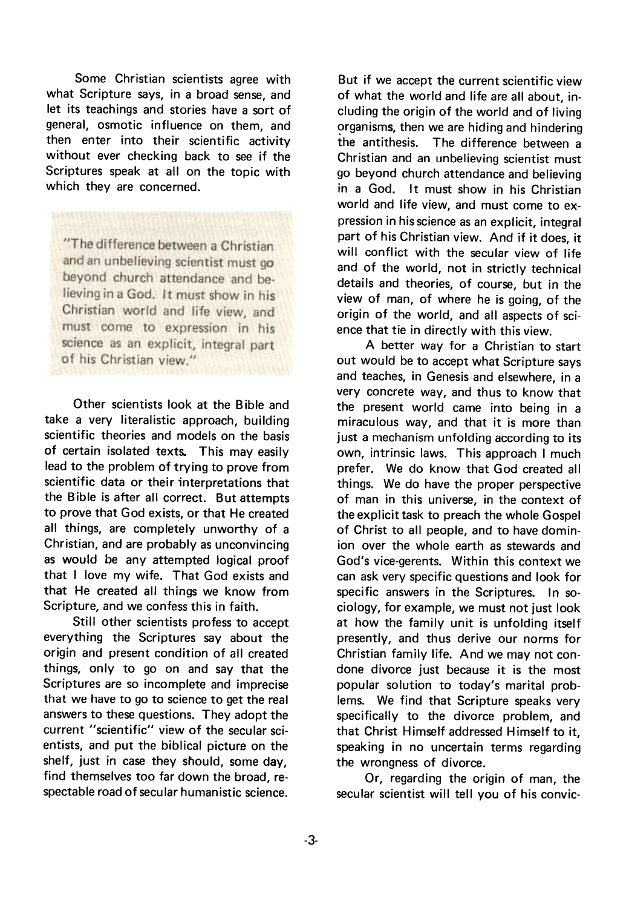Some Christian scientists agree with what Scripture says, in a broad sense, and let its teachings and stories have a sort of general, osmotic influence on them, and then enter into their scientific activity without ever checking back to see if the Scriptures speak at all on the topic with which they are concerned.

> "The difference between a Christian and an unbelieving scientist must go beyond church attendance and believing in a God. It must show in his Christian world and life view, and must come to expression in his science as an explicit, integral part of his Christian view."

Other scientists look at the Bible and take a very literalistic approach, building scientific theories and models on the basis of certain isolated texts. This may easily lead to the problem of trying to prove from scientific data or their interpretations that the Bible is after all correct. But attempts to prove that God exists, or that He created all things, are completely unworthy of a Christian, and are probably as unconvincing as would be any attempted logical proof that I love my wife. That God exists and that He created all things we know from Scripture, and we confess this in faith.

Still other scientists profess to accept everything the Scriptures say about the origin and present condition of all created things, only to go on and say that the Scriptures are so incomplete and imprecise that we have to go to science to get the real answers to these questions. They adopt the current "scientific" view of the secular scientists, and put the biblical picture on the shelf, just in case they should, some day, find themselves too far down the broad, respectable road of secular humanistic science.

But if we accept the current scientific view of what the world and life are all about, including the origin of the world and of living organisms, then we are hiding and hindering the antithesis. The difference between a Christian and an unbelieving scientist must go beyond church attendance and believing in a God. It must show in his Christian world and life view, and must come to expression in his science as an explicit, integral part of his Christian view. And if it does, it will conflict with the secular view of life and of the world, not in strictly technical details and theories, of course, but in the view of man, of where he is going, of the origin of the world, and all aspects of science that tie in directly with this view.

A better way for a Christian to start out would be to accept what Scripture says and teaches, in Genesis and elsewhere, in a very concrete way, and thus to know that the present world came into being in a miraculous way, and that it is more than just a mechanism unfolding according to its own, intrinsic laws. This approach I much prefer. We do know that God created all things. We do have the proper perspective of man in this universe, in the context of the explicit task to preach the whole Gospel of Christ to all people, and to have dominion over the whole earth as stewards and God's vice-gerents. Within this context we can ask very specific questions and look for specific answers in the Scriptures. In sociology, for example, we must not just look at how the family unit is unfolding itself presently, and thus derive our norms for Christian family life. And we may not condone divorce just because it is the most popular solution to today's marital problems. We find that Scripture speaks very specifically to the divorce problem, and that Christ Himself addressed Himself to it, speaking in no uncertain terms regarding the wrongness of divorce.

Or, regarding the origin of man, the secular scientist will tell you of his convic-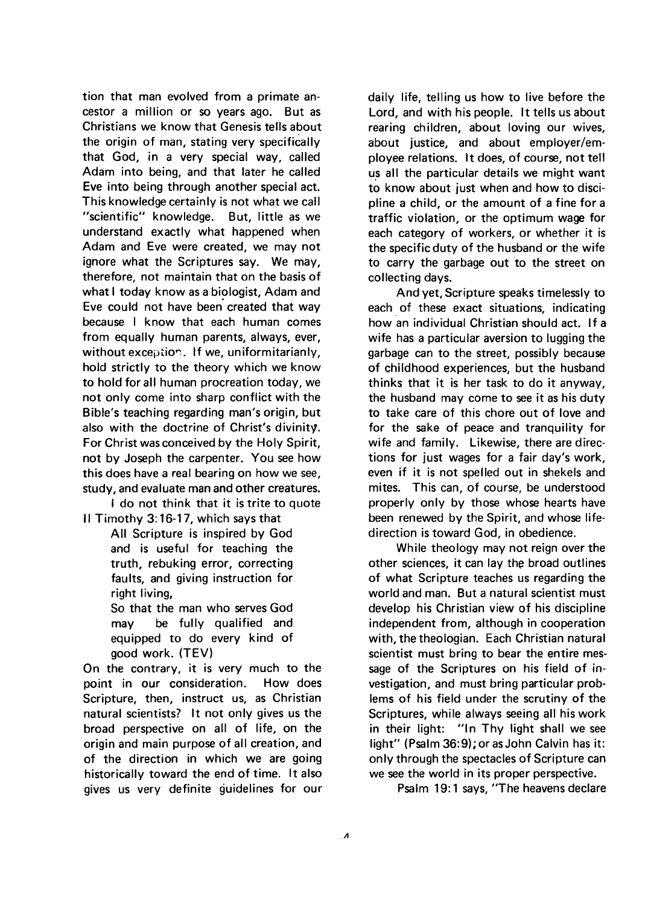tion that man evolved from a primate ancestor a million or so years ago. But as Christians we know that Genesis tells about the origin of man, stating very specifically that God, in a very special way, called Adam into being, and that later he called Eve into being through another special act. This knowledge certainly is not what we call "scientific" knowledge. But, little as we understand exactly what happened when Adam and Eve were created, we may not ignore what the Scriptures say. We may, therefore, not maintain that on the basis of what I today know as a biologist, Adam and Eve could not have been created that way because I know that each human comes from equally human parents, always, ever, without exception. If we, uniformitarianly, hold strictly to the theory which we know to hold for all human procreation today, we not only come into sharp conflict with the Bible's teaching regarding man's origin, but also with the doctrine of Christ's divinity. For Christ was conceived by the Holy Spirit, not by Joseph the carpenter. You see how this does have a real bearing on how we see, study, and evaluate man and other creatures.

I do not think that it is trite to quote II Timothy 3:16-17, which says that

> All Scripture is inspired by God and is useful for teaching the truth, rebuking error, correcting faults, and giving instruction for right living,
>
> So that the man who serves God may be fully qualified and equipped to do every kind of good work. (TEV)

On the contrary, it is very much to the point in our consideration. How does Scripture, then, instruct us, as Christian natural scientists? It not only gives us the broad perspective on all of life, on the origin and main purpose of all creation, and of the direction in which we are going historically toward the end of time. It also gives us very definite guidelines for our daily life, telling us how to live before the Lord, and with his people. It tells us about rearing children, about loving our wives, about justice, and about employer/employee relations. It does, of course, not tell us all the particular details we might want to know about just when and how to discipline a child, or the amount of a fine for a traffic violation, or the optimum wage for each category of workers, or whether it is the specific duty of the husband or the wife to carry the garbage out to the street on collecting days.

And yet, Scripture speaks timelessly to each of these exact situations, indicating how an individual Christian should act. If a wife has a particular aversion to lugging the garbage can to the street, possibly because of childhood experiences, but the husband thinks that it is her task to do it anyway, the husband may come to see it as his duty to take care of this chore out of love and for the sake of peace and tranquility for wife and family. Likewise, there are directions for just wages for a fair day's work, even if it is not spelled out in shekels and mites. This can, of course, be understood properly only by those whose hearts have been renewed by the Spirit, and whose life-direction is toward God, in obedience.

While theology may not reign over the other sciences, it can lay the broad outlines of what Scripture teaches us regarding the world and man. But a natural scientist must develop his Christian view of his discipline independent from, although in cooperation with, the theologian. Each Christian natural scientist must bring to bear the entire message of the Scriptures on his field of investigation, and must bring particular problems of his field under the scrutiny of the Scriptures, while always seeing all his work in their light: "In Thy light shall we see light" (Psalm 36:9); or as John Calvin has it: only through the spectacles of Scripture can we see the world in its proper perspective.

Psalm 19:1 says, "The heavens declare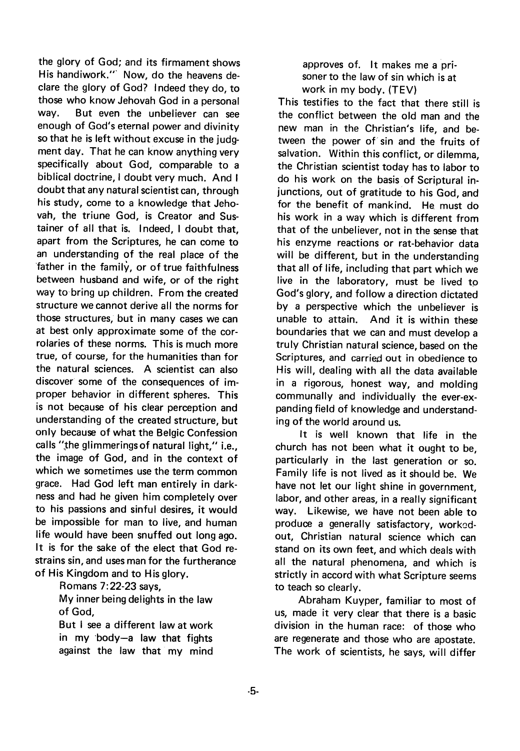the glory of God; and its firmament shows His handiwork." Now, do the heavens declare the glory of God? Indeed they do, to those who know Jehovah God in a personal way. But even the unbeliever can see enough of God's eternal power and divinity so that he is left without excuse in the judgment day. That he can know anything very specifically about God, comparable to a biblical doctrine, I doubt very much. And I doubt that any natural scientist can, through his study, come to a knowledge that Jehovah, the triune God, is Creator and Sustainer of all that is. Indeed, I doubt that, apart from the Scriptures, he can come to an understanding of the real place of the father in the family, or of true faithfulness between husband and wife, or of the right way to bring up children. From the created structure we cannot derive all the norms for those structures, but in many cases we can at best only approximate some of the corrolaries of these norms. This is much more true, of course, for the humanities than for the natural sciences. A scientist can also discover some of the consequences of improper behavior in different spheres. This is not because of his clear perception and understanding of the created structure, but only because of what the Belgic Confession calls "the glimmerings of natural light," i.e., the image of God, and in the context of which we sometimes use the term common grace. Had God left man entirely in darkness and had he given him completely over to his passions and sinful desires, it would be impossible for man to live, and human life would have been snuffed out long ago. It is for the sake of the elect that God restrains sin, and uses man for the furtherance of His Kingdom and to His glory.

Romans 7:22-23 says,

> My inner being delights in the law of God,
> But I see a different law at work in my body—a law that fights against the law that my mind approves of. It makes me a prisoner to the law of sin which is at work in my body. (TEV)

This testifies to the fact that there still is the conflict between the old man and the new man in the Christian's life, and between the power of sin and the fruits of salvation. Within this conflict, or dilemma, the Christian scientist today has to labor to do his work on the basis of Scriptural injunctions, out of gratitude to his God, and for the benefit of mankind. He must do his work in a way which is different from that of the unbeliever, not in the sense that his enzyme reactions or rat-behavior data will be different, but in the understanding that all of life, including that part which we live in the laboratory, must be lived to God's glory, and follow a direction dictated by a perspective which the unbeliever is unable to attain. And it is within these boundaries that we can and must develop a truly Christian natural science, based on the Scriptures, and carried out in obedience to His will, dealing with all the data available in a rigorous, honest way, and molding communally and individually the ever-expanding field of knowledge and understanding of the world around us.

It is well known that life in the church has not been what it ought to be, particularly in the last generation or so. Family life is not lived as it should be. We have not let our light shine in government, labor, and other areas, in a really significant way. Likewise, we have not been able to produce a generally satisfactory, worked-out, Christian natural science which can stand on its own feet, and which deals with all the natural phenomena, and which is strictly in accord with what Scripture seems to teach so clearly.

Abraham Kuyper, familiar to most of us, made it very clear that there is a basic division in the human race: of those who are regenerate and those who are apostate. The work of scientists, he says, will differ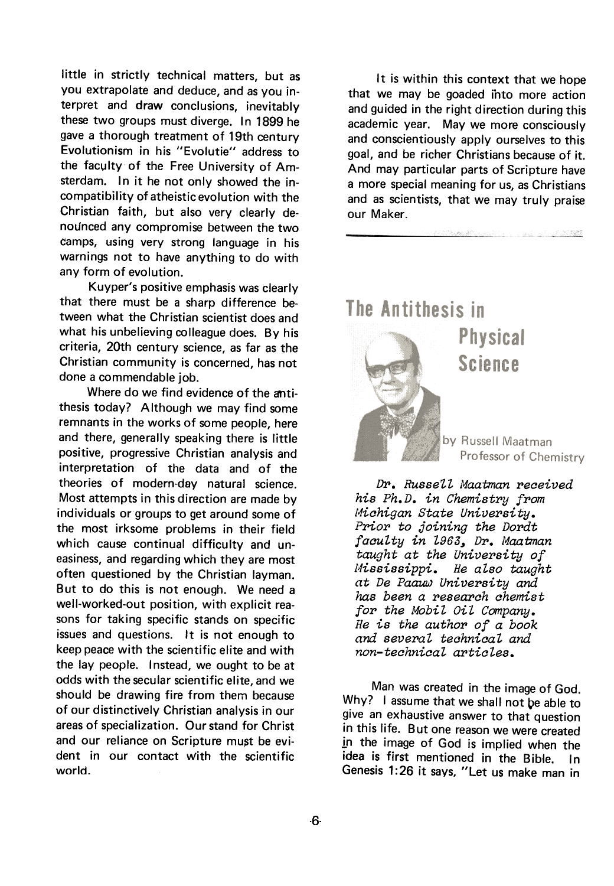little in strictly technical matters, but as you extrapolate and deduce, and as you interpret and draw conclusions, inevitably these two groups must diverge. In 1899 he gave a thorough treatment of 19th century Evolutionism in his "Evolutie" address to the faculty of the Free University of Amsterdam. In it he not only showed the incompatibility of atheistic evolution with the Christian faith, but also very clearly denounced any compromise between the two camps, using very strong language in his warnings not to have anything to do with any form of evolution.

Kuyper's positive emphasis was clearly that there must be a sharp difference between what the Christian scientist does and what his unbelieving colleague does. By his criteria, 20th century science, as far as the Christian community is concerned, has not done a commendable job.

Where do we find evidence of the antithesis today? Although we may find some remnants in the works of some people, here and there, generally speaking there is little positive, progressive Christian analysis and interpretation of the data and of the theories of modern-day natural science. Most attempts in this direction are made by individuals or groups to get around some of the most irksome problems in their field which cause continual difficulty and uneasiness, and regarding which they are most often questioned by the Christian layman. But to do this is not enough. We need a well-worked-out position, with explicit reasons for taking specific stands on specific issues and questions. It is not enough to keep peace with the scientific elite and with the lay people. Instead, we ought to be at odds with the secular scientific elite, and we should be drawing fire from them because of our distinctively Christian analysis in our areas of specialization. Our stand for Christ and our reliance on Scripture must be evident in our contact with the scientific world.

It is within this context that we hope that we may be goaded into more action and guided in the right direction during this academic year. May we more consciously and conscientiously apply ourselves to this goal, and be richer Christians because of it. And may particular parts of Scripture have a more special meaning for us, as Christians and as scientists, that we may truly praise our Maker.

---

# The Antithesis in Physical Science

by Russell Maatman
Professor of Chemistry

*Dr. Russell Maatman received his Ph.D. in Chemistry from Michigan State University. Prior to joining the Dordt faculty in 1963, Dr. Maatman taught at the University of Mississippi. He also taught at De Pauw University and has been a research chemist for the Mobil Oil Company. He is the author of a book and several technical and non-technical articles.*

Man was created in the image of God. Why? I assume that we shall not be able to give an exhaustive answer to that question in this life. But one reason we were created in the image of God is implied when the idea is first mentioned in the Bible. In Genesis 1:26 it says, "Let us make man in